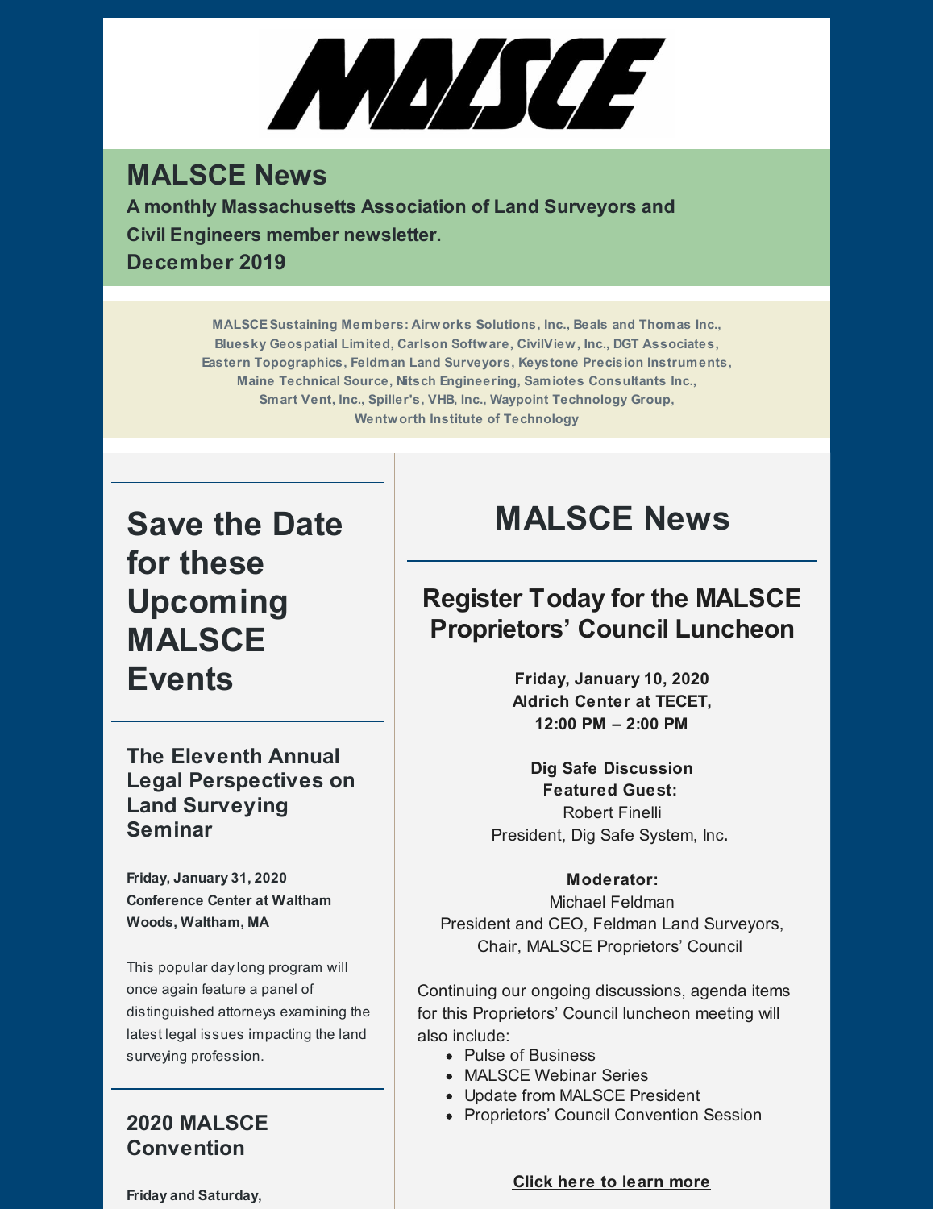# MALSCE

## MALSCE News

**A monthly Massachusetts Association of Land Surveyors and Civil Engineers member newsletter.**
**December 2019**

**MALSCE Sustaining Members: Airworks Solutions, Inc., Beals and Thomas Inc., Bluesky Geospatial Limited, Carlson Software, CivilView, Inc., DGT Associates, Eastern Topographics, Feldman Land Surveyors, Keystone Precision Instruments, Maine Technical Source, Nitsch Engineering, Samiotes Consultants Inc., Smart Vent, Inc., Spiller's, VHB, Inc., Waypoint Technology Group, Wentworth Institute of Technology**

# Save the Date for these Upcoming MALSCE Events

### The Eleventh Annual Legal Perspectives on Land Surveying Seminar

**Friday, January 31, 2020**
**Conference Center at Waltham Woods, Waltham, MA**

This popular day long program will once again feature a panel of distinguished attorneys examining the latest legal issues impacting the land surveying profession.

### 2020 MALSCE Convention

**Friday and Saturday,**

# MALSCE News

## Register Today for the MALSCE Proprietors' Council Luncheon

**Friday, January 10, 2020**
**Aldrich Center at TECET,**
**12:00 PM – 2:00 PM**

**Dig Safe Discussion**
**Featured Guest:**
Robert Finelli
President, Dig Safe System, Inc.

**Moderator:**
Michael Feldman
President and CEO, Feldman Land Surveyors,
Chair, MALSCE Proprietors' Council

Continuing our ongoing discussions, agenda items for this Proprietors' Council luncheon meeting will also include:

- Pulse of Business
- MALSCE Webinar Series
- Update from MALSCE President
- Proprietors' Council Convention Session

**Click here to learn more**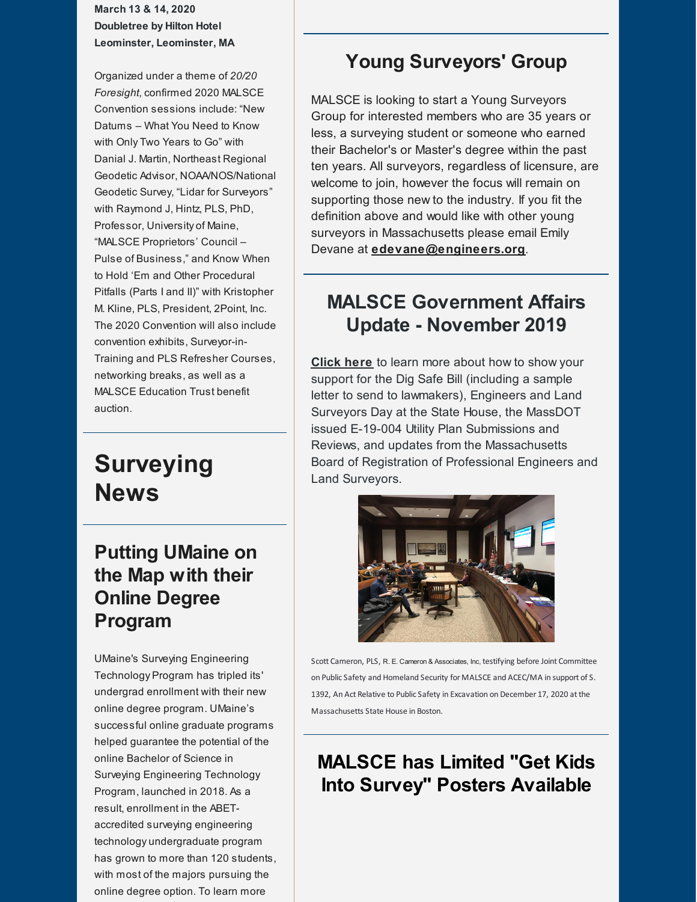**March 13 & 14, 2020**
**Doubletree by Hilton Hotel**
**Leominster, Leominster, MA**

Organized under a theme of *20/20 Foresight*, confirmed 2020 MALSCE Convention sessions include: "New Datums – What You Need to Know with Only Two Years to Go" with Danial J. Martin, Northeast Regional Geodetic Advisor, NOAA/NOS/National Geodetic Survey, "Lidar for Surveyors" with Raymond J, Hintz, PLS, PhD, Professor, University of Maine, "MALSCE Proprietors' Council – Pulse of Business," and Know When to Hold 'Em and Other Procedural Pitfalls (Parts I and II)" with Kristopher M. Kline, PLS, President, 2Point, Inc. The 2020 Convention will also include convention exhibits, Surveyor-in-Training and PLS Refresher Courses, networking breaks, as well as a MALSCE Education Trust benefit auction.

# Surveying News

## Putting UMaine on the Map with their Online Degree Program

UMaine's Surveying Engineering Technology Program has tripled its' undergrad enrollment with their new online degree program. UMaine's successful online graduate programs helped guarantee the potential of the online Bachelor of Science in Surveying Engineering Technology Program, launched in 2018. As a result, enrollment in the ABET-accredited surveying engineering technology undergraduate program has grown to more than 120 students, with most of the majors pursuing the online degree option. To learn more

## Young Surveyors' Group

MALSCE is looking to start a Young Surveyors Group for interested members who are 35 years or less, a surveying student or someone who earned their Bachelor's or Master's degree within the past ten years. All surveyors, regardless of licensure, are welcome to join, however the focus will remain on supporting those new to the industry. If you fit the definition above and would like with other young surveyors in Massachusetts please email Emily Devane at **edevane@engineers.org**.

## MALSCE Government Affairs Update - November 2019

**Click here** to learn more about how to show your support for the Dig Safe Bill (including a sample letter to send to lawmakers), Engineers and Land Surveyors Day at the State House, the MassDOT issued E-19-004 Utility Plan Submissions and Reviews, and updates from the Massachusetts Board of Registration of Professional Engineers and Land Surveyors.

Scott Cameron, PLS, R. E. Cameron & Associates, Inc, testifying before Joint Committee on Public Safety and Homeland Security for MALSCE and ACEC/MA in support of S. 1392, An Act Relative to Public Safety in Excavation on December 17, 2020 at the Massachusetts State House in Boston.

## MALSCE has Limited "Get Kids Into Survey" Posters Available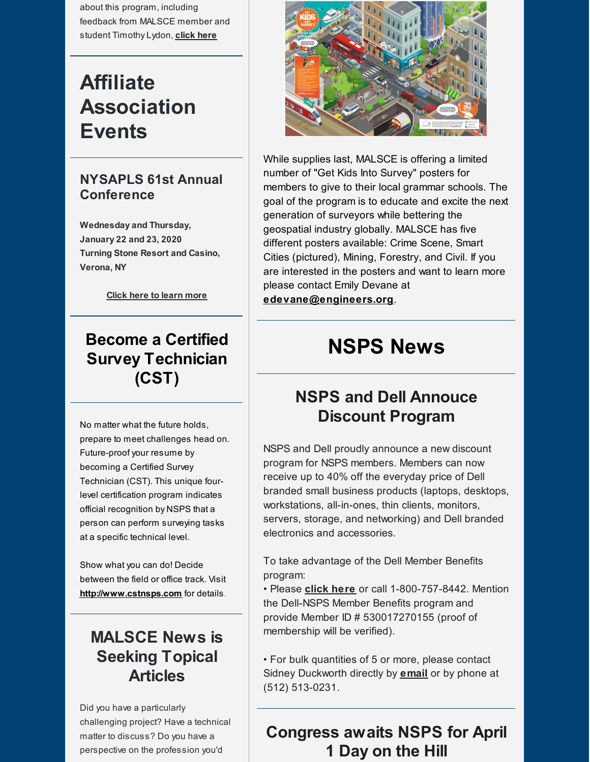about this program, including feedback from MALSCE member and student Timothy Lydon, **click here**

# Affiliate Association Events

## NYSAPLS 61st Annual Conference

**Wednesday and Thursday, January 22 and 23, 2020**
**Turning Stone Resort and Casino, Verona, NY**

**Click here to learn more**

## Become a Certified Survey Technician (CST)

No matter what the future holds, prepare to meet challenges head on. Future-proof your resume by becoming a Certified Survey Technician (CST). This unique four-level certification program indicates official recognition by NSPS that a person can perform surveying tasks at a specific technical level.

Show what you can do! Decide between the field or office track. Visit **http://www.cstnsps.com** for details.

## MALSCE News is Seeking Topical Articles

Did you have a particularly challenging project? Have a technical matter to discuss? Do you have a perspective on the profession you'd

While supplies last, MALSCE is offering a limited number of "Get Kids Into Survey" posters for members to give to their local grammar schools. The goal of the program is to educate and excite the next generation of surveyors while bettering the geospatial industry globally. MALSCE has five different posters available: Crime Scene, Smart Cities (pictured), Mining, Forestry, and Civil. If you are interested in the posters and want to learn more please contact Emily Devane at **edevane@engineers.org**.

# NSPS News

## NSPS and Dell Annouce Discount Program

NSPS and Dell proudly announce a new discount program for NSPS members. Members can now receive up to 40% off the everyday price of Dell branded small business products (laptops, desktops, workstations, all-in-ones, thin clients, monitors, servers, storage, and networking) and Dell branded electronics and accessories.

To take advantage of the Dell Member Benefits program:
• Please **click here** or call 1-800-757-8442. Mention the Dell-NSPS Member Benefits program and provide Member ID # 530017270155 (proof of membership will be verified).

• For bulk quantities of 5 or more, please contact Sidney Duckworth directly by **email** or by phone at (512) 513-0231.

## Congress awaits NSPS for April 1 Day on the Hill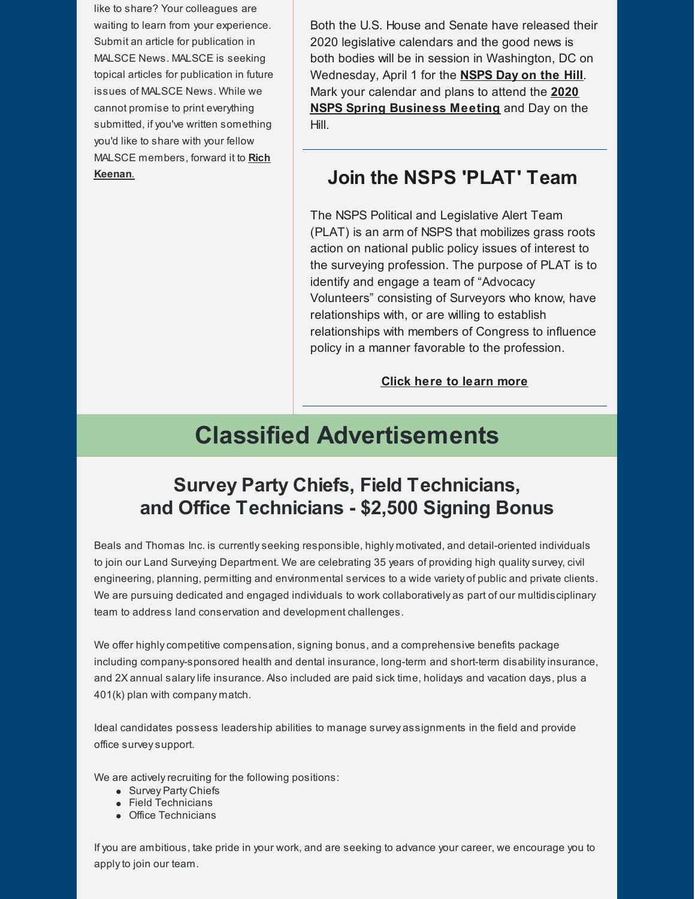like to share? Your colleagues are waiting to learn from your experience. Submit an article for publication in MALSCE News. MALSCE is seeking topical articles for publication in future issues of MALSCE News. While we cannot promise to print everything submitted, if you've written something you'd like to share with your fellow MALSCE members, forward it to **Rich Keenan**.

Both the U.S. House and Senate have released their 2020 legislative calendars and the good news is both bodies will be in session in Washington, DC on Wednesday, April 1 for the **NSPS Day on the Hill**. Mark your calendar and plans to attend the **2020 NSPS Spring Business Meeting** and Day on the Hill.

## Join the NSPS 'PLAT' Team

The NSPS Political and Legislative Alert Team (PLAT) is an arm of NSPS that mobilizes grass roots action on national public policy issues of interest to the surveying profession. The purpose of PLAT is to identify and engage a team of “Advocacy Volunteers” consisting of Surveyors who know, have relationships with, or are willing to establish relationships with members of Congress to influence policy in a manner favorable to the profession.

**Click here to learn more**

# Classified Advertisements

## Survey Party Chiefs, Field Technicians, and Office Technicians - $2,500 Signing Bonus

Beals and Thomas Inc. is currently seeking responsible, highly motivated, and detail-oriented individuals to join our Land Surveying Department. We are celebrating 35 years of providing high quality survey, civil engineering, planning, permitting and environmental services to a wide variety of public and private clients. We are pursuing dedicated and engaged individuals to work collaboratively as part of our multidisciplinary team to address land conservation and development challenges.

We offer highly competitive compensation, signing bonus, and a comprehensive benefits package including company-sponsored health and dental insurance, long-term and short-term disability insurance, and 2X annual salary life insurance. Also included are paid sick time, holidays and vacation days, plus a 401(k) plan with company match.

Ideal candidates possess leadership abilities to manage survey assignments in the field and provide office survey support.

We are actively recruiting for the following positions:

- Survey Party Chiefs
- Field Technicians
- Office Technicians

If you are ambitious, take pride in your work, and are seeking to advance your career, we encourage you to apply to join our team.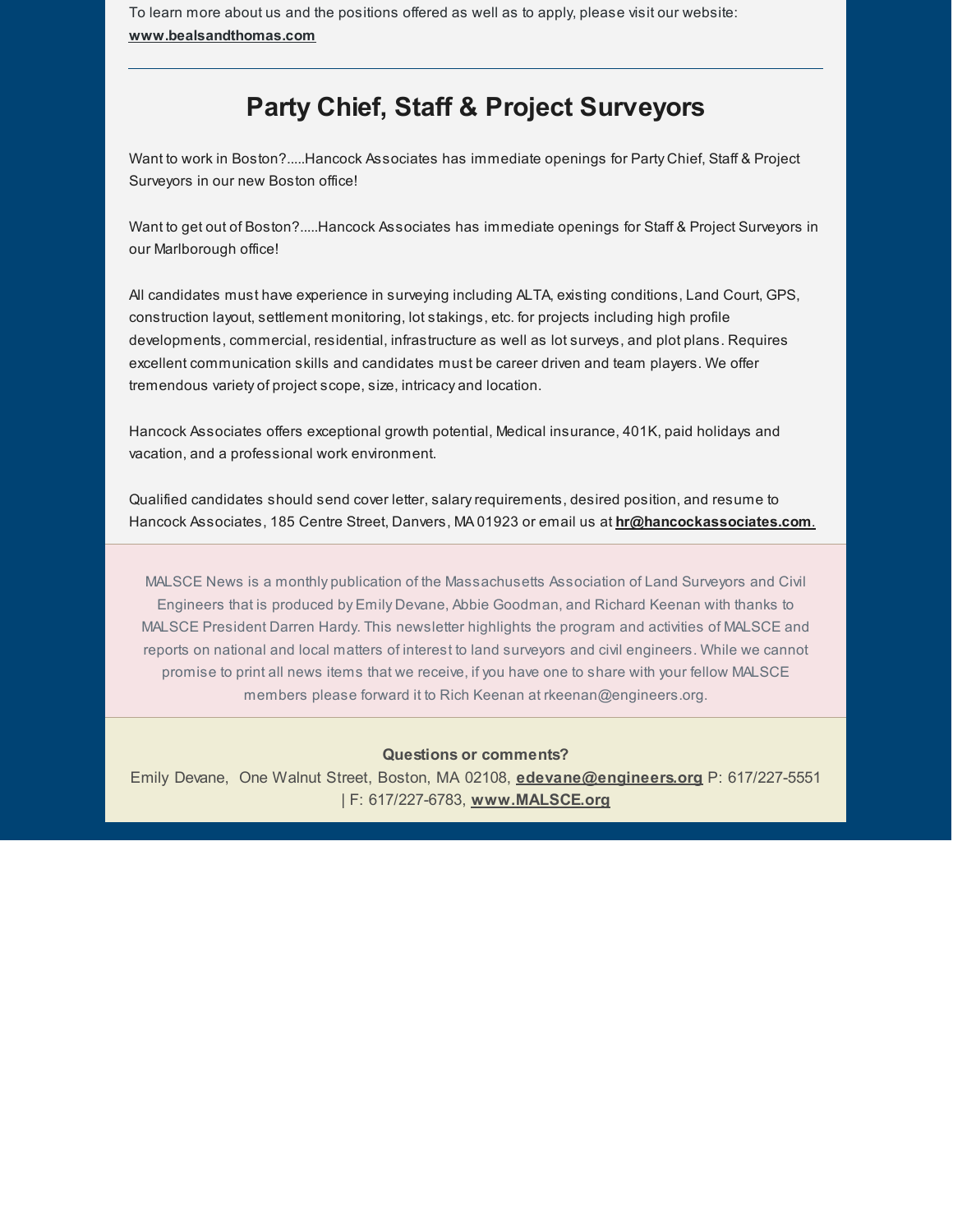To learn more about us and the positions offered as well as to apply, please visit our website: **www.bealsandthomas.com**

---

## Party Chief, Staff & Project Surveyors

Want to work in Boston?.....Hancock Associates has immediate openings for Party Chief, Staff & Project Surveyors in our new Boston office!

Want to get out of Boston?.....Hancock Associates has immediate openings for Staff & Project Surveyors in our Marlborough office!

All candidates must have experience in surveying including ALTA, existing conditions, Land Court, GPS, construction layout, settlement monitoring, lot stakings, etc. for projects including high profile developments, commercial, residential, infrastructure as well as lot surveys, and plot plans. Requires excellent communication skills and candidates must be career driven and team players. We offer tremendous variety of project scope, size, intricacy and location.

Hancock Associates offers exceptional growth potential, Medical insurance, 401K, paid holidays and vacation, and a professional work environment.

Qualified candidates should send cover letter, salary requirements, desired position, and resume to Hancock Associates, 185 Centre Street, Danvers, MA 01923 or email us at **hr@hancockassociates.com**.

MALSCE News is a monthly publication of the Massachusetts Association of Land Surveyors and Civil Engineers that is produced by Emily Devane, Abbie Goodman, and Richard Keenan with thanks to MALSCE President Darren Hardy. This newsletter highlights the program and activities of MALSCE and reports on national and local matters of interest to land surveyors and civil engineers. While we cannot promise to print all news items that we receive, if you have one to share with your fellow MALSCE members please forward it to Rich Keenan at rkeenan@engineers.org.

**Questions or comments?**

Emily Devane, One Walnut Street, Boston, MA 02108, **edevane@engineers.org** P: 617/227-5551 | F: 617/227-6783, **www.MALSCE.org**